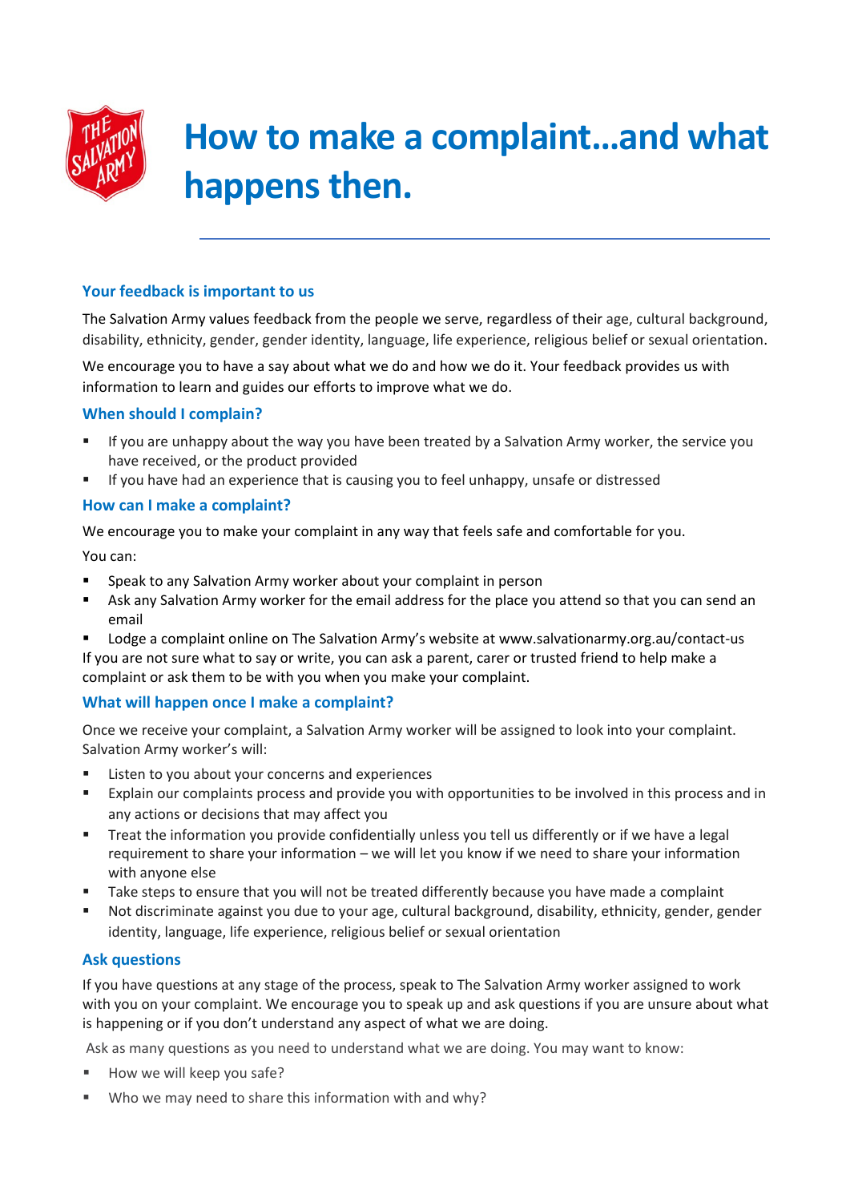# How to make a complaint...and what happens then.

## Your feedback is important to us

The Salvation Army values feedback from the people we serve, regardless of their age, cultural background, disability, ethnicity, gender, gender identity, language, life experience, religious belief or sexual orientation.

We encourage you to have a say about what we do and how we do it. Your feedback provides us with information to learn and guides our efforts to improve what we do.

## When should I complain?

- If you are unhappy about the way you have been treated by a Salvation Army worker, the service you have received, or the product provided
- If you have had an experience that is causing you to feel unhappy, unsafe or distressed

## How can I make a complaint?

We encourage you to make your complaint in any way that feels safe and comfortable for you.

You can:

- Speak to any Salvation Army worker about your complaint in person
- Ask any Salvation Army worker for the email address for the place you attend so that you can send an email
- Lodge a complaint online on The Salvation Army's website at www.salvationarmy.org.au/contact-us

If you are not sure what to say or write, you can ask a parent, carer or trusted friend to help make a complaint or ask them to be with you when you make your complaint.

## What will happen once I make a complaint?

Once we receive your complaint, a Salvation Army worker will be assigned to look into your complaint. Salvation Army worker's will:

- Listen to you about your concerns and experiences
- Explain our complaints process and provide you with opportunities to be involved in this process and in any actions or decisions that may affect you
- Treat the information you provide confidentially unless you tell us differently or if we have a legal requirement to share your information – we will let you know if we need to share your information with anyone else
- Take steps to ensure that you will not be treated differently because you have made a complaint
- Not discriminate against you due to your age, cultural background, disability, ethnicity, gender, gender identity, language, life experience, religious belief or sexual orientation

## Ask questions

If you have questions at any stage of the process, speak to The Salvation Army worker assigned to work with you on your complaint. We encourage you to speak up and ask questions if you are unsure about what is happening or if you don't understand any aspect of what we are doing.

Ask as many questions as you need to understand what we are doing. You may want to know:

- How we will keep you safe?
- Who we may need to share this information with and why?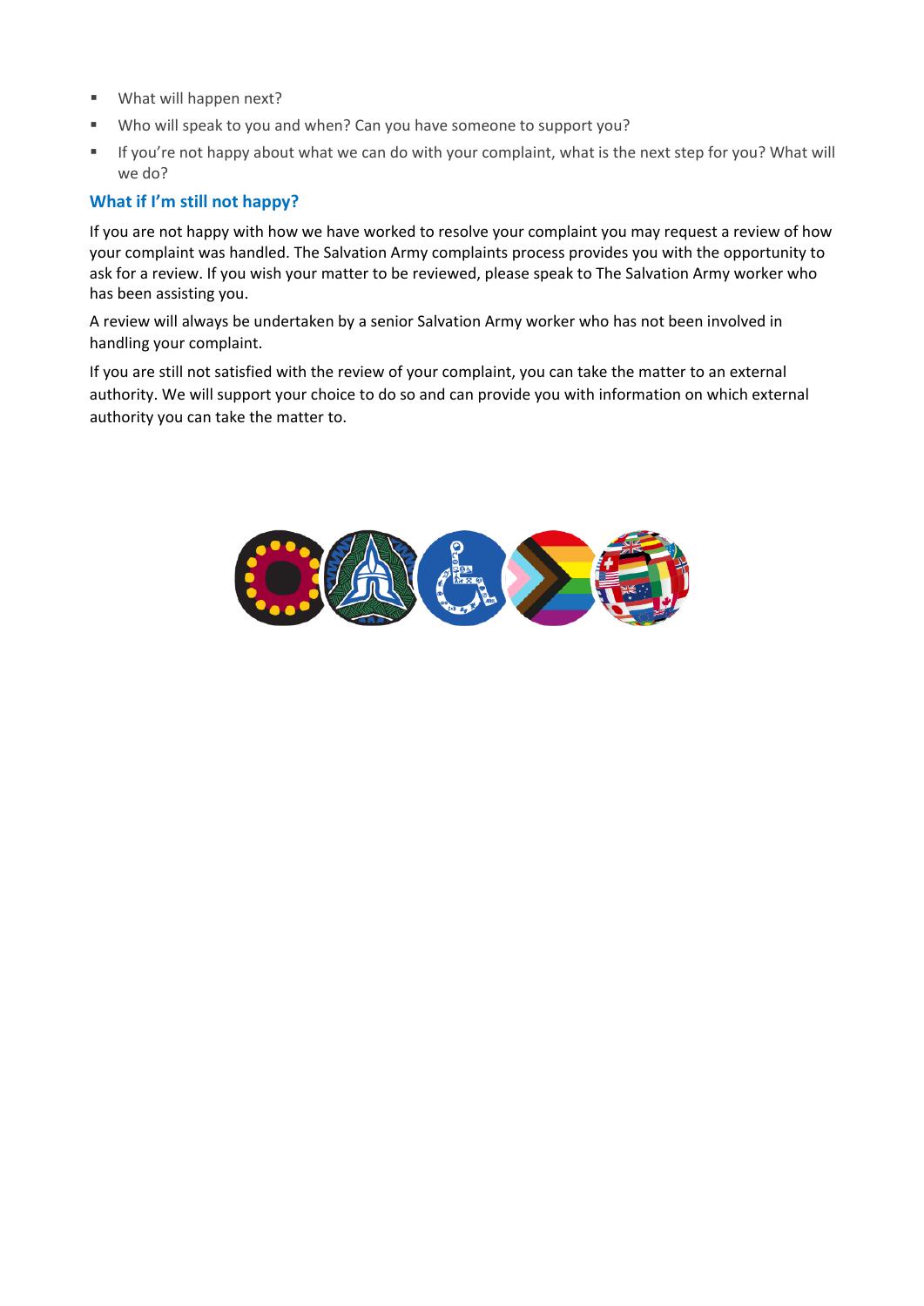- What will happen next?
- Who will speak to you and when? Can you have someone to support you?
- If you're not happy about what we can do with your complaint, what is the next step for you? What will we do?

## What if I'm still not happy?

If you are not happy with how we have worked to resolve your complaint you may request a review of how your complaint was handled. The Salvation Army complaints process provides you with the opportunity to ask for a review. If you wish your matter to be reviewed, please speak to The Salvation Army worker who has been assisting you.

A review will always be undertaken by a senior Salvation Army worker who has not been involved in handling your complaint.

If you are still not satisfied with the review of your complaint, you can take the matter to an external authority. We will support your choice to do so and can provide you with information on which external authority you can take the matter to.